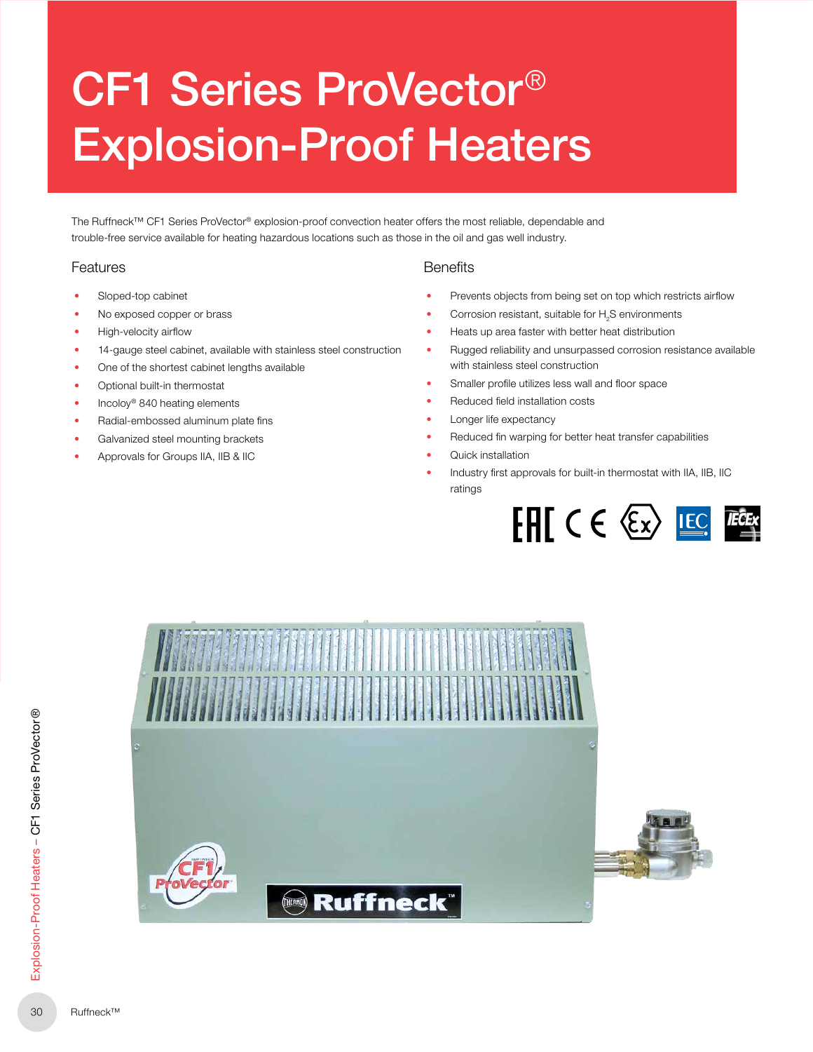# CF1 Series ProVector® Explosion-Proof Heaters

The Ruffneck™ CF1 Series ProVector® explosion-proof convection heater offers the most reliable, dependable and trouble-free service available for heating hazardous locations such as those in the oil and gas well industry.

## Features

- Sloped-top cabinet
- No exposed copper or brass
- High-velocity airflow
- 14-gauge steel cabinet, available with stainless steel construction
- One of the shortest cabinet lengths available
- Optional built-in thermostat
- Incoloy® 840 heating elements
- Radial-embossed aluminum plate fins
- Galvanized steel mounting brackets
- Approvals for Groups IIA, IIB & IIC

## Benefits

- Prevents objects from being set on top which restricts airflow
- Corrosion resistant, suitable for $H_2S$ environments
- Heats up area faster with better heat distribution
- Rugged reliability and unsurpassed corrosion resistance available with stainless steel construction
- Smaller profile utilizes less wall and floor space
- Reduced field installation costs
- Longer life expectancy
- Reduced fin warping for better heat transfer capabilities
- Quick installation
- Industry first approvals for built-in thermostat with IIA, IIB, IIC ratings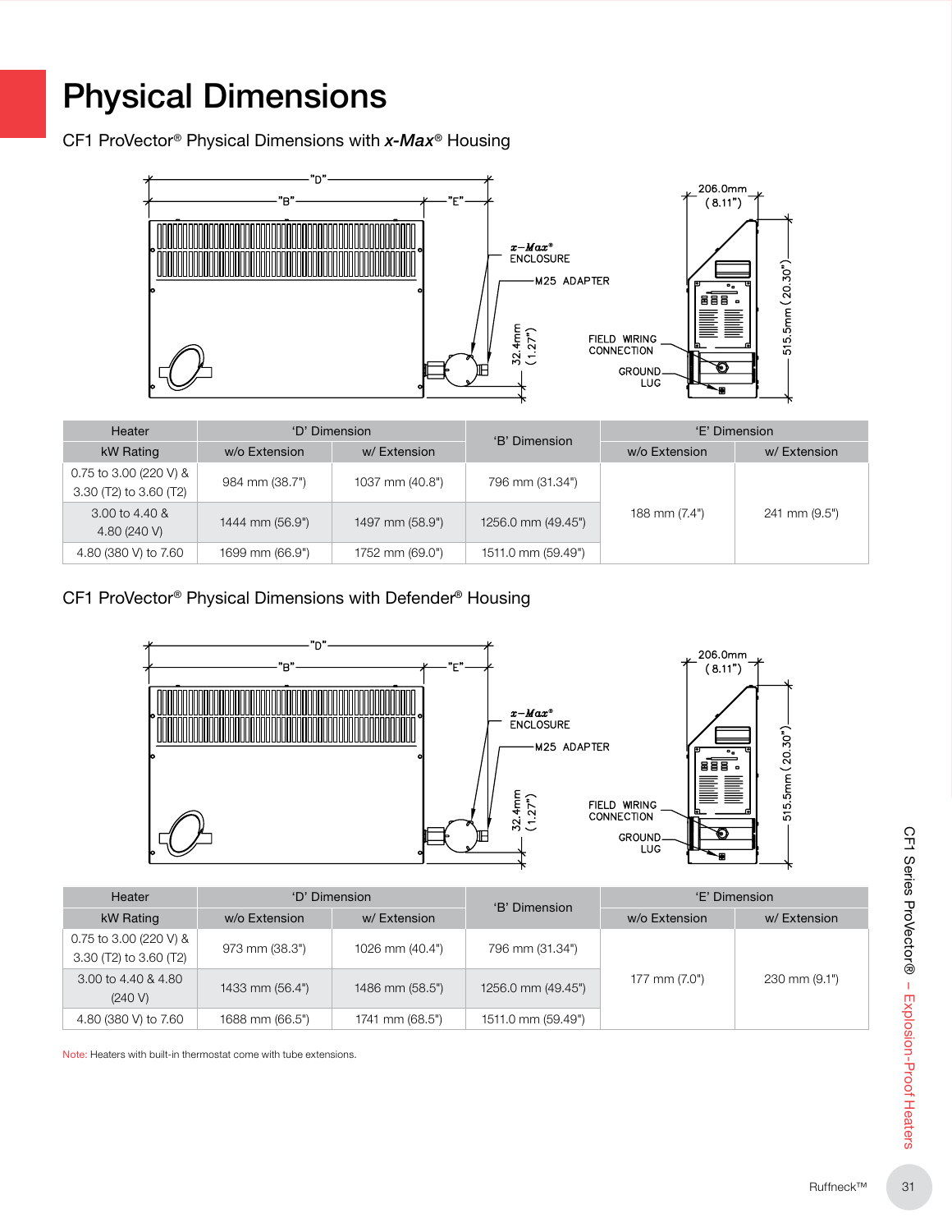# Physical Dimensions

## CF1 ProVector® Physical Dimensions with *x-Max*® Housing

| Heater | 'D' Dimension | | 'B' Dimension | 'E' Dimension | |
|---|---|---|---|---|---|
| kW Rating | w/o Extension | w/ Extension | | w/o Extension | w/ Extension |
| 0.75 to 3.00 (220 V) & 3.30 (T2) to 3.60 (T2) | 984 mm (38.7") | 1037 mm (40.8") | 796 mm (31.34") | 188 mm (7.4") | 241 mm (9.5") |
| 3.00 to 4.40 & 4.80 (240 V) | 1444 mm (56.9") | 1497 mm (58.9") | 1256.0 mm (49.45") | | |
| 4.80 (380 V) to 7.60 | 1699 mm (66.9") | 1752 mm (69.0") | 1511.0 mm (59.49") | | |

## CF1 ProVector® Physical Dimensions with Defender® Housing

| Heater | 'D' Dimension | | 'B' Dimension | 'E' Dimension | |
|---|---|---|---|---|---|
| kW Rating | w/o Extension | w/ Extension | | w/o Extension | w/ Extension |
| 0.75 to 3.00 (220 V) & 3.30 (T2) to 3.60 (T2) | 973 mm (38.3") | 1026 mm (40.4") | 796 mm (31.34") | 177 mm (7.0") | 230 mm (9.1") |
| 3.00 to 4.40 & 4.80 (240 V) | 1433 mm (56.4") | 1486 mm (58.5") | 1256.0 mm (49.45") | | |
| 4.80 (380 V) to 7.60 | 1688 mm (66.5") | 1741 mm (68.5") | 1511.0 mm (59.49") | | |

Note: Heaters with built-in thermostat come with tube extensions.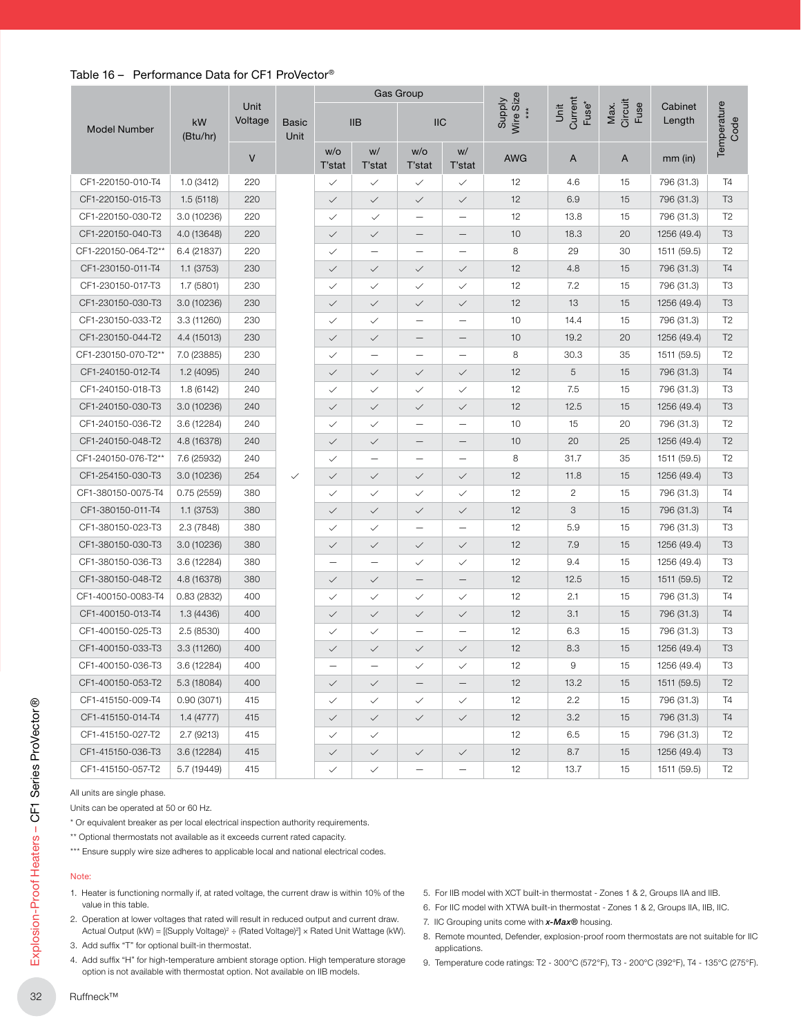Table 16 – Performance Data for CF1 ProVector®

| Model Number | kW (Btu/hr) | Unit Voltage | Basic Unit | Gas Group | | | | Supply Wire Size *** | Unit Current Fuse* | Max. Circuit Fuse | Cabinet Length | Temperature Code |
|---|---|---|---|---|---|---|---|---|---|---|---|---|
| | | | | IIB | | IIC | | | | | | |
| | | V | | w/o T'stat | w/ T'stat | w/o T'stat | w/ T'stat | AWG | A | A | mm (in) | |
| CF1-220150-010-T4 | 1.0 (3412) | 220 | | ✓ | ✓ | ✓ | ✓ | 12 | 4.6 | 15 | 796 (31.3) | T4 |
| CF1-220150-015-T3 | 1.5 (5118) | 220 | | ✓ | ✓ | ✓ | ✓ | 12 | 6.9 | 15 | 796 (31.3) | T3 |
| CF1-220150-030-T2 | 3.0 (10236) | 220 | | ✓ | ✓ | – | – | 12 | 13.8 | 15 | 796 (31.3) | T2 |
| CF1-220150-040-T3 | 4.0 (13648) | 220 | | ✓ | ✓ | – | – | 10 | 18.3 | 20 | 1256 (49.4) | T3 |
| CF1-220150-064-T2** | 6.4 (21837) | 220 | | ✓ | – | – | – | 8 | 29 | 30 | 1511 (59.5) | T2 |
| CF1-230150-011-T4 | 1.1 (3753) | 230 | | ✓ | ✓ | ✓ | ✓ | 12 | 4.8 | 15 | 796 (31.3) | T4 |
| CF1-230150-017-T3 | 1.7 (5801) | 230 | | ✓ | ✓ | ✓ | ✓ | 12 | 7.2 | 15 | 796 (31.3) | T3 |
| CF1-230150-030-T3 | 3.0 (10236) | 230 | | ✓ | ✓ | ✓ | ✓ | 12 | 13 | 15 | 1256 (49.4) | T3 |
| CF1-230150-033-T2 | 3.3 (11260) | 230 | | ✓ | ✓ | – | – | 10 | 14.4 | 15 | 796 (31.3) | T2 |
| CF1-230150-044-T2 | 4.4 (15013) | 230 | | ✓ | ✓ | – | – | 10 | 19.2 | 20 | 1256 (49.4) | T2 |
| CF1-230150-070-T2** | 7.0 (23885) | 230 | | ✓ | – | – | – | 8 | 30.3 | 35 | 1511 (59.5) | T2 |
| CF1-240150-012-T4 | 1.2 (4095) | 240 | | ✓ | ✓ | ✓ | ✓ | 12 | 5 | 15 | 796 (31.3) | T4 |
| CF1-240150-018-T3 | 1.8 (6142) | 240 | | ✓ | ✓ | ✓ | ✓ | 12 | 7.5 | 15 | 796 (31.3) | T3 |
| CF1-240150-030-T3 | 3.0 (10236) | 240 | | ✓ | ✓ | ✓ | ✓ | 12 | 12.5 | 15 | 1256 (49.4) | T3 |
| CF1-240150-036-T2 | 3.6 (12284) | 240 | | ✓ | ✓ | – | – | 10 | 15 | 20 | 796 (31.3) | T2 |
| CF1-240150-048-T2 | 4.8 (16378) | 240 | | ✓ | ✓ | – | – | 10 | 20 | 25 | 1256 (49.4) | T2 |
| CF1-240150-076-T2** | 7.6 (25932) | 240 | | ✓ | – | – | – | 8 | 31.7 | 35 | 1511 (59.5) | T2 |
| CF1-254150-030-T3 | 3.0 (10236) | 254 | ✓ | ✓ | ✓ | ✓ | ✓ | 12 | 11.8 | 15 | 1256 (49.4) | T3 |
| CF1-380150-0075-T4 | 0.75 (2559) | 380 | | ✓ | ✓ | ✓ | ✓ | 12 | 2 | 15 | 796 (31.3) | T4 |
| CF1-380150-011-T4 | 1.1 (3753) | 380 | | ✓ | ✓ | ✓ | ✓ | 12 | 3 | 15 | 796 (31.3) | T4 |
| CF1-380150-023-T3 | 2.3 (7848) | 380 | | ✓ | ✓ | – | – | 12 | 5.9 | 15 | 796 (31.3) | T3 |
| CF1-380150-030-T3 | 3.0 (10236) | 380 | | ✓ | ✓ | ✓ | ✓ | 12 | 7.9 | 15 | 1256 (49.4) | T3 |
| CF1-380150-036-T3 | 3.6 (12284) | 380 | | – | – | ✓ | ✓ | 12 | 9.4 | 15 | 1256 (49.4) | T3 |
| CF1-380150-048-T2 | 4.8 (16378) | 380 | | ✓ | ✓ | – | – | 12 | 12.5 | 15 | 1511 (59.5) | T2 |
| CF1-400150-0083-T4 | 0.83 (2832) | 400 | | ✓ | ✓ | ✓ | ✓ | 12 | 2.1 | 15 | 796 (31.3) | T4 |
| CF1-400150-013-T4 | 1.3 (4436) | 400 | | ✓ | ✓ | ✓ | ✓ | 12 | 3.1 | 15 | 796 (31.3) | T4 |
| CF1-400150-025-T3 | 2.5 (8530) | 400 | | ✓ | ✓ | – | – | 12 | 6.3 | 15 | 796 (31.3) | T3 |
| CF1-400150-033-T3 | 3.3 (11260) | 400 | | ✓ | ✓ | ✓ | ✓ | 12 | 8.3 | 15 | 1256 (49.4) | T3 |
| CF1-400150-036-T3 | 3.6 (12284) | 400 | | – | – | ✓ | ✓ | 12 | 9 | 15 | 1256 (49.4) | T3 |
| CF1-400150-053-T2 | 5.3 (18084) | 400 | | ✓ | ✓ | – | – | 12 | 13.2 | 15 | 1511 (59.5) | T2 |
| CF1-415150-009-T4 | 0.90 (3071) | 415 | | ✓ | ✓ | ✓ | ✓ | 12 | 2.2 | 15 | 796 (31.3) | T4 |
| CF1-415150-014-T4 | 1.4 (4777) | 415 | | ✓ | ✓ | ✓ | ✓ | 12 | 3.2 | 15 | 796 (31.3) | T4 |
| CF1-415150-027-T2 | 2.7 (9213) | 415 | | ✓ | ✓ | | | 12 | 6.5 | 15 | 796 (31.3) | T2 |
| CF1-415150-036-T3 | 3.6 (12284) | 415 | | ✓ | ✓ | ✓ | ✓ | 12 | 8.7 | 15 | 1256 (49.4) | T3 |
| CF1-415150-057-T2 | 5.7 (19449) | 415 | | ✓ | ✓ | – | – | 12 | 13.7 | 15 | 1511 (59.5) | T2 |

All units are single phase.

Units can be operated at 50 or 60 Hz.

* Or equivalent breaker as per local electrical inspection authority requirements.

** Optional thermostats not available as it exceeds current rated capacity.

*** Ensure supply wire size adheres to applicable local and national electrical codes.

Note:

1. Heater is functioning normally if, at rated voltage, the current draw is within 10% of the value in this table.
2. Operation at lower voltages that rated will result in reduced output and current draw. Actual Output (kW) = [(Supply Voltage)² ÷ (Rated Voltage)²] × Rated Unit Wattage (kW).
3. Add suffix "T" for optional built-in thermostat.
4. Add suffix "H" for high-temperature ambient storage option. High temperature storage option is not available with thermostat option. Not available on IIB models.
5. For IIB model with XCT built-in thermostat - Zones 1 & 2, Groups IIA and IIB.
6. For IIC model with XTWA built-in thermostat - Zones 1 & 2, Groups IIA, IIB, IIC.
7. IIC Grouping units come with ***x-Max®*** housing.
8. Remote mounted, Defender, explosion-proof room thermostats are not suitable for IIC applications.
9. Temperature code ratings: T2 - 300°C (572°F), T3 - 200°C (392°F), T4 - 135°C (275°F).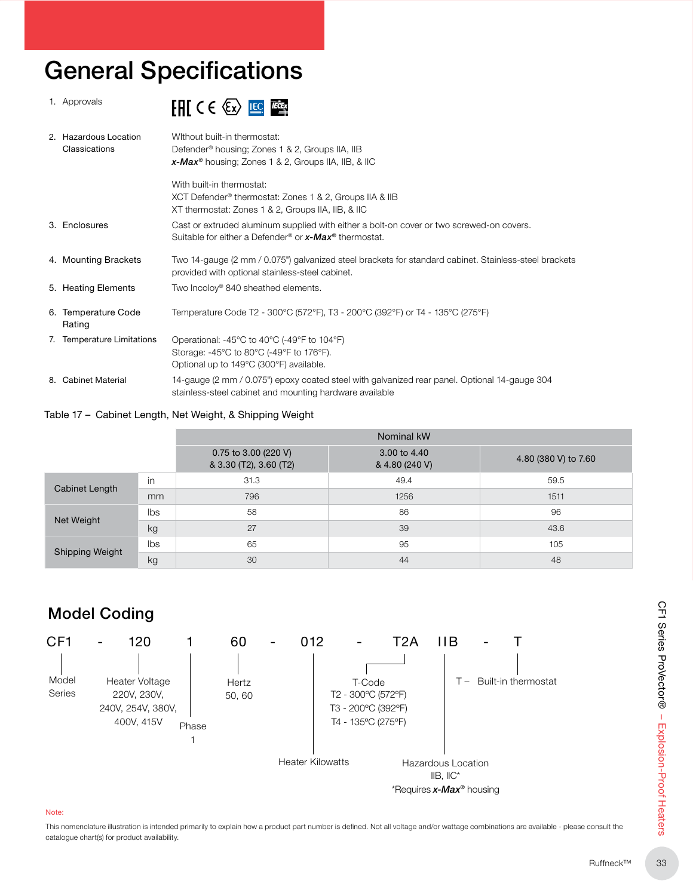# General Specifications

| | |
|---|---|
| 1. Approvals | EAC CE Ex IEC IECEx |
| 2. Hazardous Location Classications | WIthout built-in thermostat:<br>Defender® housing; Zones 1 & 2, Groups IIA, IIB<br>***x-Max***® housing; Zones 1 & 2, Groups IIA, IIB, & IIC<br><br>With built-in thermostat:<br>XCT Defender® thermostat: Zones 1 & 2, Groups IIA & IIB<br>XT thermostat: Zones 1 & 2, Groups IIA, IIB, & IIC |
| 3. Enclosures | Cast or extruded aluminum supplied with either a bolt-on cover or two screwed-on covers. Suitable for either a Defender® or ***x-Max***® thermostat. |
| 4. Mounting Brackets | Two 14-gauge (2 mm / 0.075") galvanized steel brackets for standard cabinet. Stainless-steel brackets provided with optional stainless-steel cabinet. |
| 5. Heating Elements | Two Incoloy® 840 sheathed elements. |
| 6. Temperature Code Rating | Temperature Code T2 - 300°C (572°F), T3 - 200°C (392°F) or T4 - 135°C (275°F) |
| 7. Temperature Limitations | Operational: -45°C to 40°C (-49°F to 104°F)<br>Storage: -45°C to 80°C (-49°F to 176°F).<br>Optional up to 149°C (300°F) available. |
| 8. Cabinet Material | 14-gauge (2 mm / 0.075") epoxy coated steel with galvanized rear panel. Optional 14-gauge 304 stainless-steel cabinet and mounting hardware available |

Table 17 – Cabinet Length, Net Weight, & Shipping Weight

| | | Nominal kW | | |
|---|---|---|---|---|
| | | 0.75 to 3.00 (220 V) & 3.30 (T2), 3.60 (T2) | 3.00 to 4.40 & 4.80 (240 V) | 4.80 (380 V) to 7.60 |
| Cabinet Length | in | 31.3 | 49.4 | 59.5 |
| | mm | 796 | 1256 | 1511 |
| Net Weight | lbs | 58 | 86 | 96 |
| | kg | 27 | 39 | 43.6 |
| Shipping Weight | lbs | 65 | 95 | 105 |
| | kg | 30 | 44 | 48 |

## Model Coding

CF1 - 120 1 60 - 012 - T2A IIB - T

- **CF1** – Model Series
- **120** – Heater Voltage: 220V, 230V, 240V, 254V, 380V, 400V, 415V
- **1** – Phase: 1
- **60** – Hertz: 50, 60
- **012** – Heater Kilowatts
- **T2A** – T-Code: T2 - 300ºC (572ºF), T3 - 200ºC (392ºF), T4 - 135ºC (275ºF)
- **IIB** – Hazardous Location: IIB, IIC*
  *Requires ***x-Max***® housing
- **T** – T – Built-in thermostat

Note:

This nomenclature illustration is intended primarily to explain how a product part number is defined. Not all voltage and/or wattage combinations are available - please consult the catalogue chart(s) for product availability.